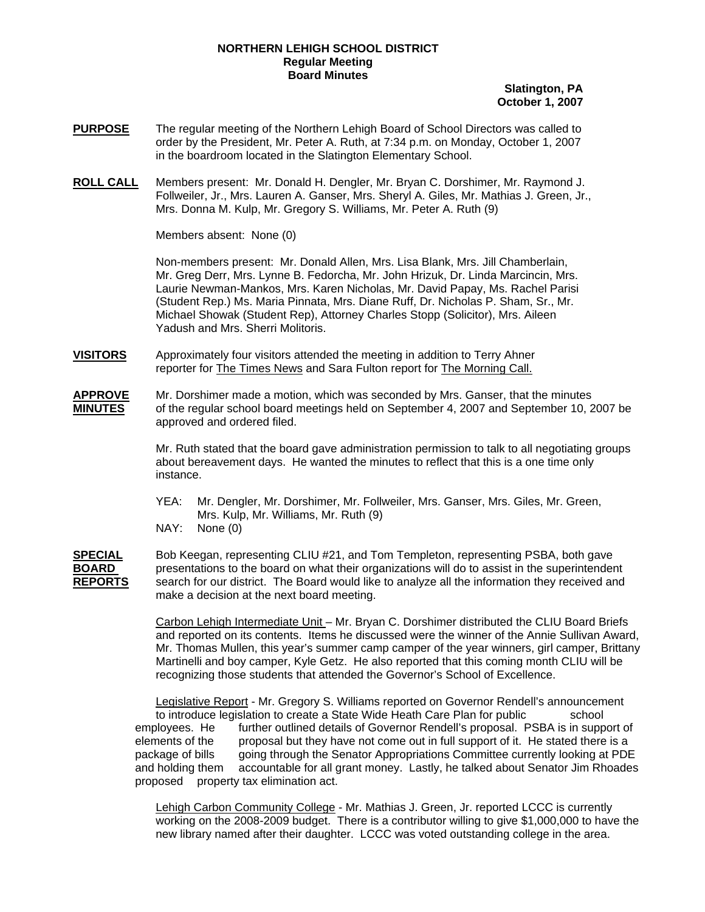**NORTHERN LEHIGH SCHOOL DISTRICT**
**Regular Meeting**
**Board Minutes**

**Slatington, PA**
**October 1, 2007**

**PURPOSE** The regular meeting of the Northern Lehigh Board of School Directors was called to order by the President, Mr. Peter A. Ruth, at 7:34 p.m. on Monday, October 1, 2007 in the boardroom located in the Slatington Elementary School.

**ROLL CALL** Members present: Mr. Donald H. Dengler, Mr. Bryan C. Dorshimer, Mr. Raymond J. Follweiler, Jr., Mrs. Lauren A. Ganser, Mrs. Sheryl A. Giles, Mr. Mathias J. Green, Jr., Mrs. Donna M. Kulp, Mr. Gregory S. Williams, Mr. Peter A. Ruth (9)

Members absent: None (0)

Non-members present: Mr. Donald Allen, Mrs. Lisa Blank, Mrs. Jill Chamberlain, Mr. Greg Derr, Mrs. Lynne B. Fedorcha, Mr. John Hrizuk, Dr. Linda Marcincin, Mrs. Laurie Newman-Mankos, Mrs. Karen Nicholas, Mr. David Papay, Ms. Rachel Parisi (Student Rep.) Ms. Maria Pinnata, Mrs. Diane Ruff, Dr. Nicholas P. Sham, Sr., Mr. Michael Showak (Student Rep), Attorney Charles Stopp (Solicitor), Mrs. Aileen Yadush and Mrs. Sherri Molitoris.

**VISITORS** Approximately four visitors attended the meeting in addition to Terry Ahner reporter for The Times News and Sara Fulton report for The Morning Call.

**APPROVE MINUTES** Mr. Dorshimer made a motion, which was seconded by Mrs. Ganser, that the minutes of the regular school board meetings held on September 4, 2007 and September 10, 2007 be approved and ordered filed.

Mr. Ruth stated that the board gave administration permission to talk to all negotiating groups about bereavement days. He wanted the minutes to reflect that this is a one time only instance.

YEA: Mr. Dengler, Mr. Dorshimer, Mr. Follweiler, Mrs. Ganser, Mrs. Giles, Mr. Green, Mrs. Kulp, Mr. Williams, Mr. Ruth (9)
NAY: None (0)

**SPECIAL BOARD REPORTS** Bob Keegan, representing CLIU #21, and Tom Templeton, representing PSBA, both gave presentations to the board on what their organizations will do to assist in the superintendent search for our district. The Board would like to analyze all the information they received and make a decision at the next board meeting.

Carbon Lehigh Intermediate Unit – Mr. Bryan C. Dorshimer distributed the CLIU Board Briefs and reported on its contents. Items he discussed were the winner of the Annie Sullivan Award, Mr. Thomas Mullen, this year's summer camp camper of the year winners, girl camper, Brittany Martinelli and boy camper, Kyle Getz. He also reported that this coming month CLIU will be recognizing those students that attended the Governor's School of Excellence.

Legislative Report - Mr. Gregory S. Williams reported on Governor Rendell's announcement to introduce legislation to create a State Wide Heath Care Plan for public school employees. He further outlined details of Governor Rendell's proposal. PSBA is in support of elements of the proposal but they have not come out in full support of it. He stated there is a package of bills going through the Senator Appropriations Committee currently looking at PDE and holding them accountable for all grant money. Lastly, he talked about Senator Jim Rhoades proposed property tax elimination act.

Lehigh Carbon Community College - Mr. Mathias J. Green, Jr. reported LCCC is currently working on the 2008-2009 budget. There is a contributor willing to give $1,000,000 to have the new library named after their daughter. LCCC was voted outstanding college in the area.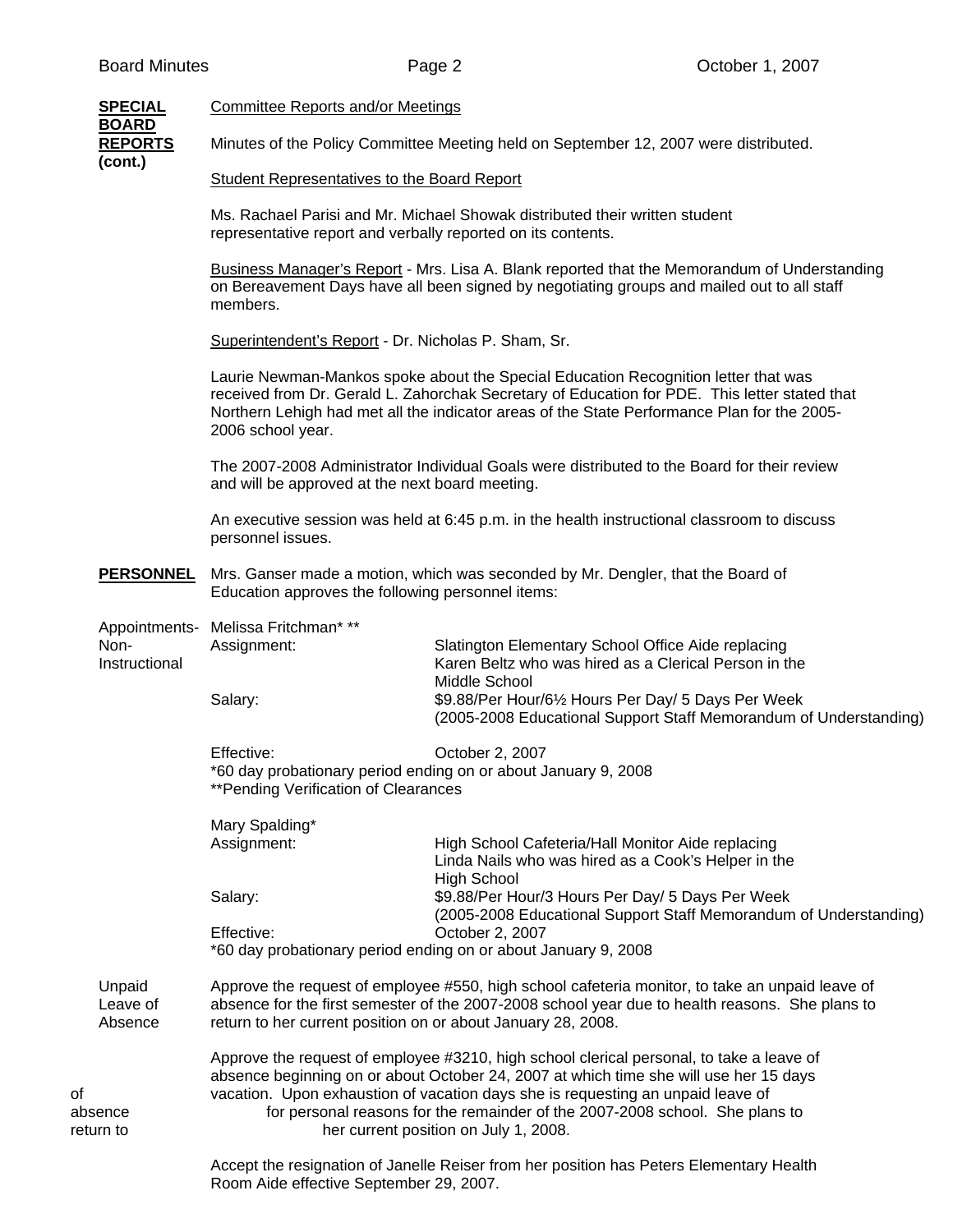**SPECIAL BOARD REPORTS (cont.)**

Committee Reports and/or Meetings

Minutes of the Policy Committee Meeting held on September 12, 2007 were distributed.

Student Representatives to the Board Report

Ms. Rachael Parisi and Mr. Michael Showak distributed their written student representative report and verbally reported on its contents.

Business Manager's Report - Mrs. Lisa A. Blank reported that the Memorandum of Understanding on Bereavement Days have all been signed by negotiating groups and mailed out to all staff members.

Superintendent's Report - Dr. Nicholas P. Sham, Sr.

Laurie Newman-Mankos spoke about the Special Education Recognition letter that was received from Dr. Gerald L. Zahorchak Secretary of Education for PDE. This letter stated that Northern Lehigh had met all the indicator areas of the State Performance Plan for the 2005-2006 school year.

The 2007-2008 Administrator Individual Goals were distributed to the Board for their review and will be approved at the next board meeting.

An executive session was held at 6:45 p.m. in the health instructional classroom to discuss personnel issues.

**PERSONNEL**

Mrs. Ganser made a motion, which was seconded by Mr. Dengler, that the Board of Education approves the following personnel items:

Appointments- Non-Instructional

Melissa Fritchman* **

| | |
|---|---|
| Assignment: | Slatington Elementary School Office Aide replacing Karen Beltz who was hired as a Clerical Person in the Middle School |
| Salary: | $9.88/Per Hour/6½ Hours Per Day/ 5 Days Per Week (2005-2008 Educational Support Staff Memorandum of Understanding) |
| Effective: | October 2, 2007 |

*60 day probationary period ending on or about January 9, 2008
**Pending Verification of Clearances

Mary Spalding*

| | |
|---|---|
| Assignment: | High School Cafeteria/Hall Monitor Aide replacing Linda Nails who was hired as a Cook's Helper in the High School |
| Salary: | $9.88/Per Hour/3 Hours Per Day/ 5 Days Per Week (2005-2008 Educational Support Staff Memorandum of Understanding) |
| Effective: | October 2, 2007 |

*60 day probationary period ending on or about January 9, 2008

Unpaid Leave of Absence

Approve the request of employee #550, high school cafeteria monitor, to take an unpaid leave of absence for the first semester of the 2007-2008 school year due to health reasons. She plans to return to her current position on or about January 28, 2008.

Approve the request of employee #3210, high school clerical personal, to take a leave of absence beginning on or about October 24, 2007 at which time she will use her 15 days vacation. Upon exhaustion of vacation days she is requesting an unpaid leave of absence for personal reasons for the remainder of the 2007-2008 school. She plans to return to her current position on July 1, 2008.

Accept the resignation of Janelle Reiser from her position has Peters Elementary Health Room Aide effective September 29, 2007.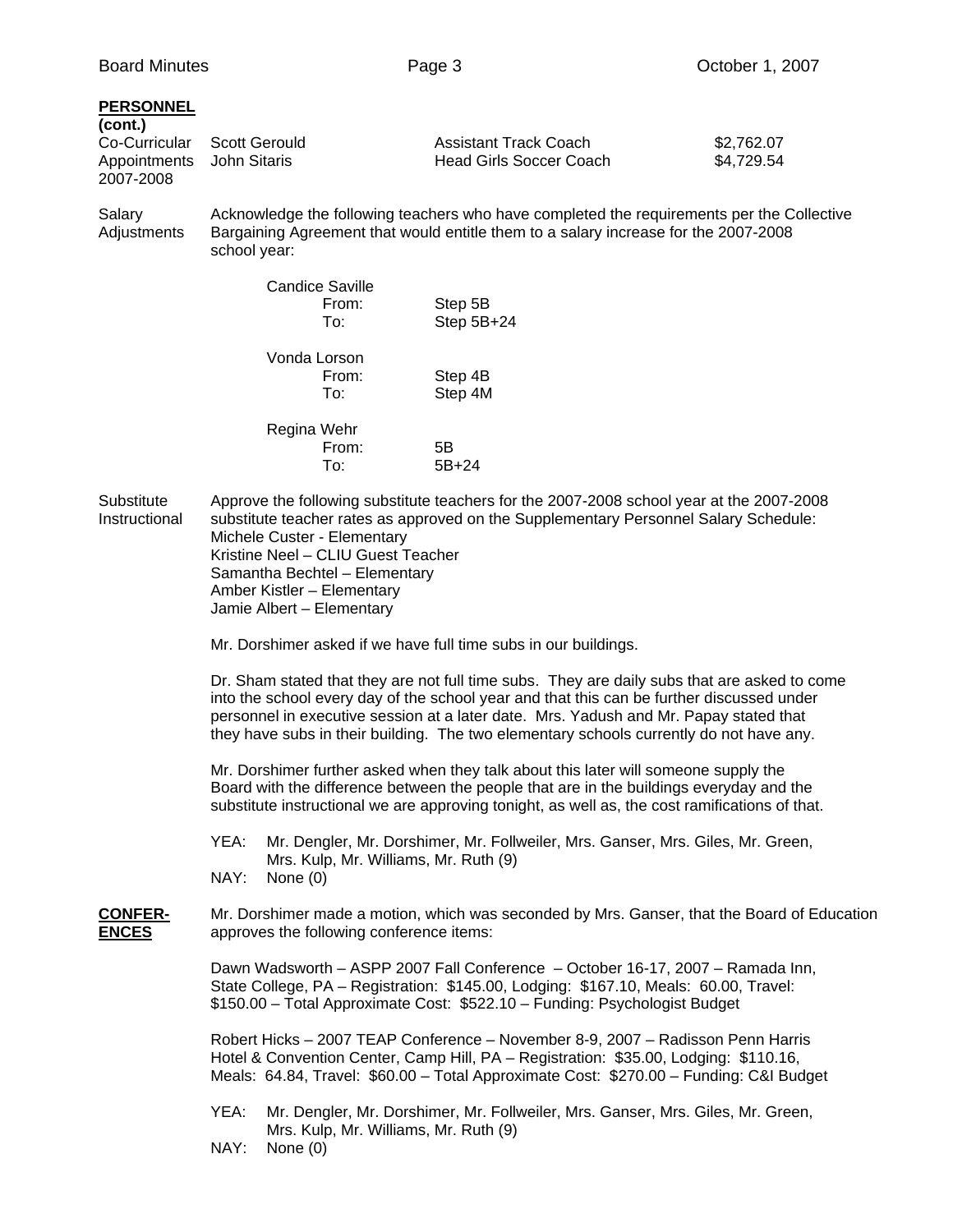**PERSONNEL (cont.)**

**Co-Curricular Appointments 2007-2008**

| | | |
|---|---|---|
| Scott Gerould | Assistant Track Coach | $2,762.07 |
| John Sitaris | Head Girls Soccer Coach | $4,729.54 |

**Salary Adjustments**

Acknowledge the following teachers who have completed the requirements per the Collective Bargaining Agreement that would entitle them to a salary increase for the 2007-2008 school year:

Candice Saville
From: Step 5B
To: Step 5B+24

Vonda Lorson
From: Step 4B
To: Step 4M

Regina Wehr
From: 5B
To: 5B+24

**Substitute Instructional**

Approve the following substitute teachers for the 2007-2008 school year at the 2007-2008 substitute teacher rates as approved on the Supplementary Personnel Salary Schedule:
Michele Custer - Elementary
Kristine Neel – CLIU Guest Teacher
Samantha Bechtel – Elementary
Amber Kistler – Elementary
Jamie Albert – Elementary

Mr. Dorshimer asked if we have full time subs in our buildings.

Dr. Sham stated that they are not full time subs. They are daily subs that are asked to come into the school every day of the school year and that this can be further discussed under personnel in executive session at a later date. Mrs. Yadush and Mr. Papay stated that they have subs in their building. The two elementary schools currently do not have any.

Mr. Dorshimer further asked when they talk about this later will someone supply the Board with the difference between the people that are in the buildings everyday and the substitute instructional we are approving tonight, as well as, the cost ramifications of that.

YEA: Mr. Dengler, Mr. Dorshimer, Mr. Follweiler, Mrs. Ganser, Mrs. Giles, Mr. Green, Mrs. Kulp, Mr. Williams, Mr. Ruth (9)
NAY: None (0)

**CONFERENCES**

Mr. Dorshimer made a motion, which was seconded by Mrs. Ganser, that the Board of Education approves the following conference items:

Dawn Wadsworth – ASPP 2007 Fall Conference – October 16-17, 2007 – Ramada Inn, State College, PA – Registration: $145.00, Lodging: $167.10, Meals: 60.00, Travel: $150.00 – Total Approximate Cost: $522.10 – Funding: Psychologist Budget

Robert Hicks – 2007 TEAP Conference – November 8-9, 2007 – Radisson Penn Harris Hotel & Convention Center, Camp Hill, PA – Registration: $35.00, Lodging: $110.16, Meals: 64.84, Travel: $60.00 – Total Approximate Cost: $270.00 – Funding: C&I Budget

YEA: Mr. Dengler, Mr. Dorshimer, Mr. Follweiler, Mrs. Ganser, Mrs. Giles, Mr. Green, Mrs. Kulp, Mr. Williams, Mr. Ruth (9)
NAY: None (0)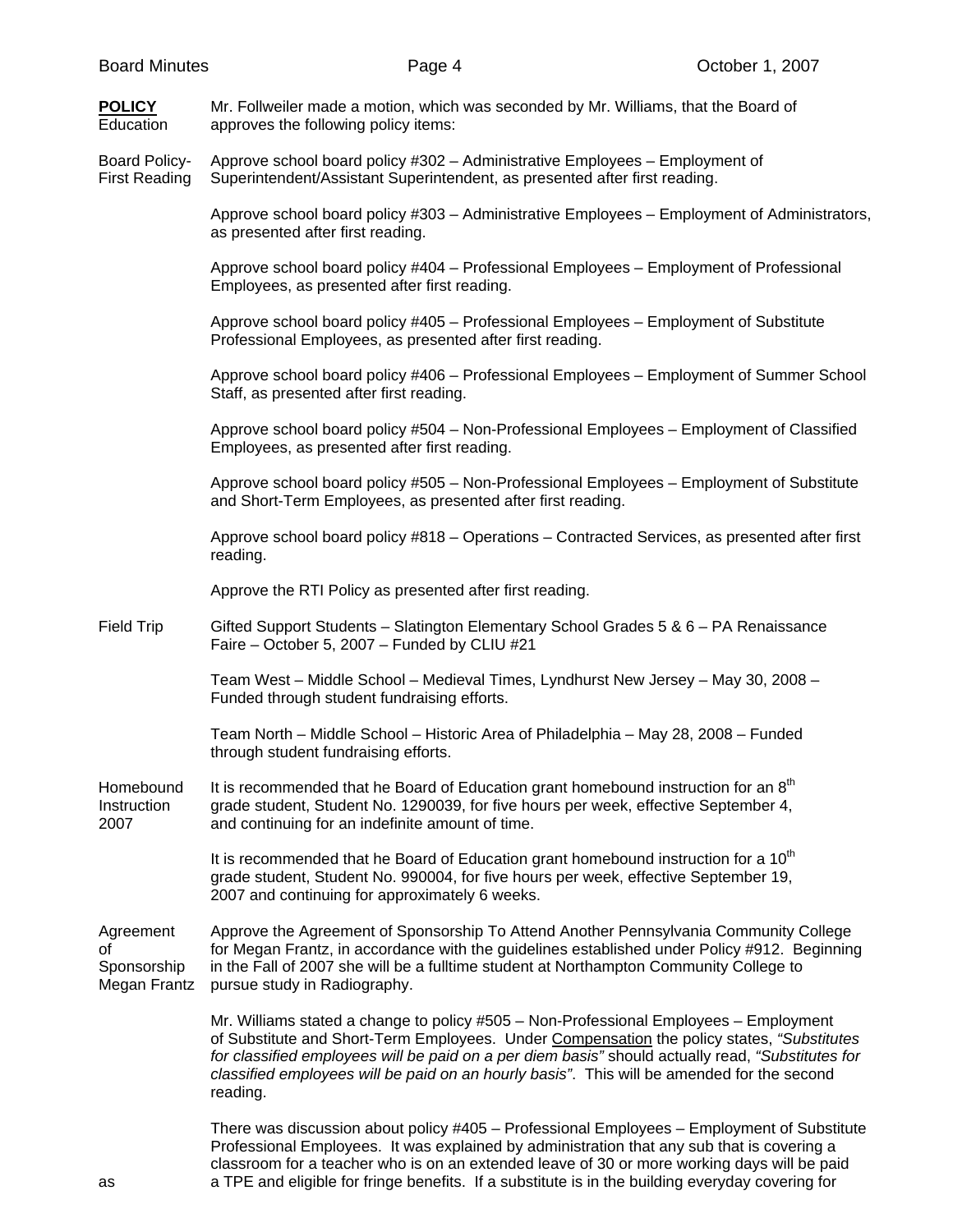**POLICY** Education

Mr. Follweiler made a motion, which was seconded by Mr. Williams, that the Board of Education approves the following policy items:

Board Policy- First Reading

Approve school board policy #302 – Administrative Employees – Employment of Superintendent/Assistant Superintendent, as presented after first reading.

Approve school board policy #303 – Administrative Employees – Employment of Administrators, as presented after first reading.

Approve school board policy #404 – Professional Employees – Employment of Professional Employees, as presented after first reading.

Approve school board policy #405 – Professional Employees – Employment of Substitute Professional Employees, as presented after first reading.

Approve school board policy #406 – Professional Employees – Employment of Summer School Staff, as presented after first reading.

Approve school board policy #504 – Non-Professional Employees – Employment of Classified Employees, as presented after first reading.

Approve school board policy #505 – Non-Professional Employees – Employment of Substitute and Short-Term Employees, as presented after first reading.

Approve school board policy #818 – Operations – Contracted Services, as presented after first reading.

Approve the RTI Policy as presented after first reading.

Field Trip

Gifted Support Students – Slatington Elementary School Grades 5 & 6 – PA Renaissance Faire – October 5, 2007 – Funded by CLIU #21

Team West – Middle School – Medieval Times, Lyndhurst New Jersey – May 30, 2008 – Funded through student fundraising efforts.

Team North – Middle School – Historic Area of Philadelphia – May 28, 2008 – Funded through student fundraising efforts.

Homebound Instruction 2007

It is recommended that he Board of Education grant homebound instruction for an 8th grade student, Student No. 1290039, for five hours per week, effective September 4, and continuing for an indefinite amount of time.

It is recommended that he Board of Education grant homebound instruction for a 10th grade student, Student No. 990004, for five hours per week, effective September 19, 2007 and continuing for approximately 6 weeks.

Agreement of Sponsorship Megan Frantz

Approve the Agreement of Sponsorship To Attend Another Pennsylvania Community College for Megan Frantz, in accordance with the guidelines established under Policy #912. Beginning in the Fall of 2007 she will be a fulltime student at Northampton Community College to pursue study in Radiography.

Mr. Williams stated a change to policy #505 – Non-Professional Employees – Employment of Substitute and Short-Term Employees. Under Compensation the policy states, *"Substitutes for classified employees will be paid on a per diem basis"* should actually read, *"Substitutes for classified employees will be paid on an hourly basis"*. This will be amended for the second reading.

There was discussion about policy #405 – Professional Employees – Employment of Substitute Professional Employees. It was explained by administration that any sub that is covering a classroom for a teacher who is on an extended leave of 30 or more working days will be paid as a TPE and eligible for fringe benefits. If a substitute is in the building everyday covering for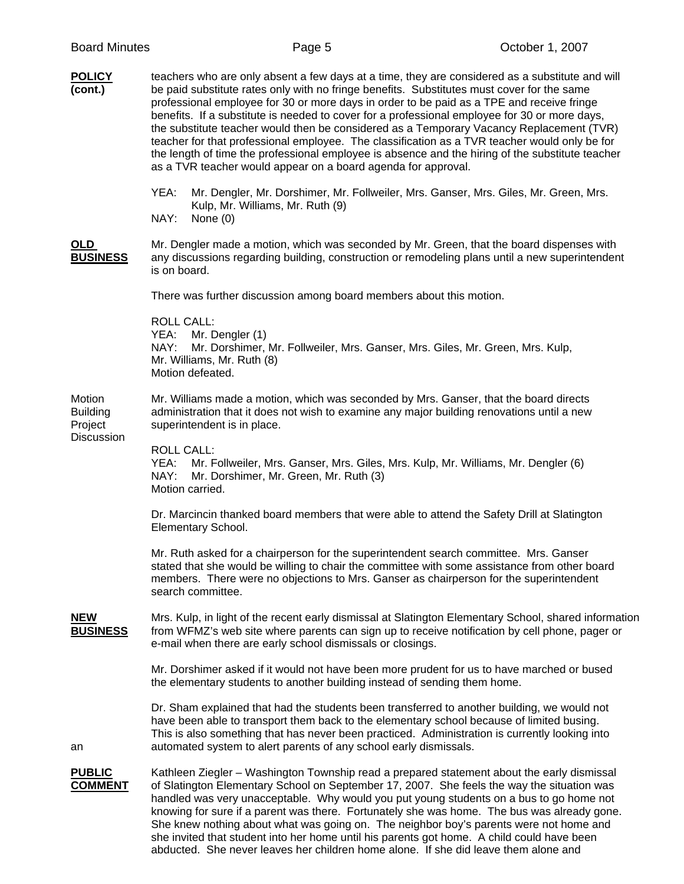**POLICY (cont.)**

teachers who are only absent a few days at a time, they are considered as a substitute and will be paid substitute rates only with no fringe benefits. Substitutes must cover for the same professional employee for 30 or more days in order to be paid as a TPE and receive fringe benefits. If a substitute is needed to cover for a professional employee for 30 or more days, the substitute teacher would then be considered as a Temporary Vacancy Replacement (TVR) teacher for that professional employee. The classification as a TVR teacher would only be for the length of time the professional employee is absence and the hiring of the substitute teacher as a TVR teacher would appear on a board agenda for approval.

YEA: Mr. Dengler, Mr. Dorshimer, Mr. Follweiler, Mrs. Ganser, Mrs. Giles, Mr. Green, Mrs. Kulp, Mr. Williams, Mr. Ruth (9)
NAY: None (0)

**OLD BUSINESS**

Mr. Dengler made a motion, which was seconded by Mr. Green, that the board dispenses with any discussions regarding building, construction or remodeling plans until a new superintendent is on board.

There was further discussion among board members about this motion.

ROLL CALL:
YEA: Mr. Dengler (1)
NAY: Mr. Dorshimer, Mr. Follweiler, Mrs. Ganser, Mrs. Giles, Mr. Green, Mrs. Kulp, Mr. Williams, Mr. Ruth (8)
Motion defeated.

Motion Building Project Discussion

Mr. Williams made a motion, which was seconded by Mrs. Ganser, that the board directs administration that it does not wish to examine any major building renovations until a new superintendent is in place.

ROLL CALL:
YEA: Mr. Follweiler, Mrs. Ganser, Mrs. Giles, Mrs. Kulp, Mr. Williams, Mr. Dengler (6)
NAY: Mr. Dorshimer, Mr. Green, Mr. Ruth (3)
Motion carried.

Dr. Marcincin thanked board members that were able to attend the Safety Drill at Slatington Elementary School.

Mr. Ruth asked for a chairperson for the superintendent search committee. Mrs. Ganser stated that she would be willing to chair the committee with some assistance from other board members. There were no objections to Mrs. Ganser as chairperson for the superintendent search committee.

**NEW BUSINESS**

Mrs. Kulp, in light of the recent early dismissal at Slatington Elementary School, shared information from WFMZ's web site where parents can sign up to receive notification by cell phone, pager or e-mail when there are early school dismissals or closings.

Mr. Dorshimer asked if it would not have been more prudent for us to have marched or bused the elementary students to another building instead of sending them home.

Dr. Sham explained that had the students been transferred to another building, we would not have been able to transport them back to the elementary school because of limited busing. This is also something that has never been practiced. Administration is currently looking into an automated system to alert parents of any school early dismissals.

**PUBLIC COMMENT**

Kathleen Ziegler – Washington Township read a prepared statement about the early dismissal of Slatington Elementary School on September 17, 2007. She feels the way the situation was handled was very unacceptable. Why would you put young students on a bus to go home not knowing for sure if a parent was there. Fortunately she was home. The bus was already gone. She knew nothing about what was going on. The neighbor boy's parents were not home and she invited that student into her home until his parents got home. A child could have been abducted. She never leaves her children home alone. If she did leave them alone and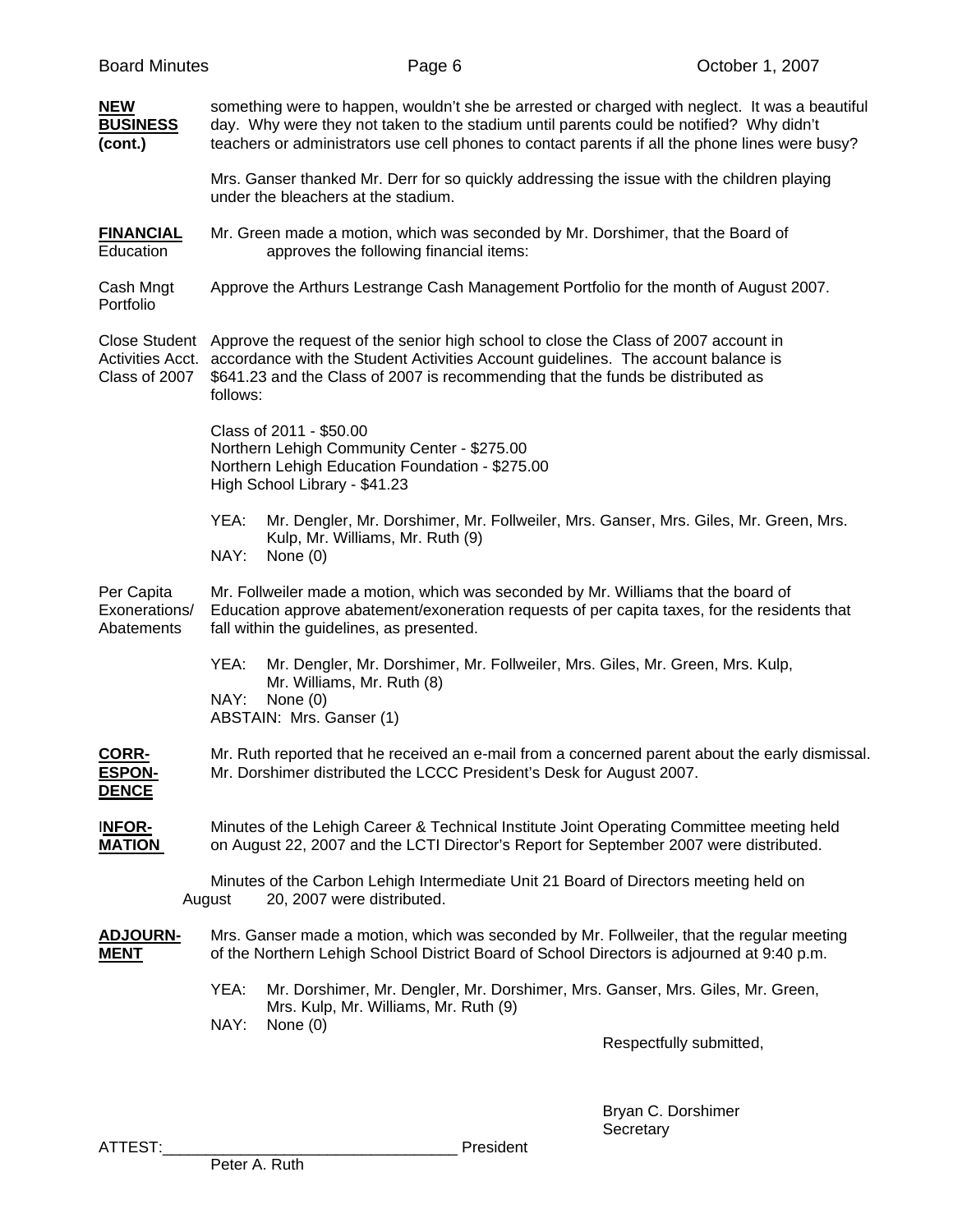**NEW BUSINESS (cont.)**

something were to happen, wouldn't she be arrested or charged with neglect. It was a beautiful day. Why were they not taken to the stadium until parents could be notified? Why didn't teachers or administrators use cell phones to contact parents if all the phone lines were busy?

Mrs. Ganser thanked Mr. Derr for so quickly addressing the issue with the children playing under the bleachers at the stadium.

**FINANCIAL** Education

Mr. Green made a motion, which was seconded by Mr. Dorshimer, that the Board of Education approves the following financial items:

Cash Mngt Portfolio

Approve the Arthurs Lestrange Cash Management Portfolio for the month of August 2007.

Close Student Activities Acct. Class of 2007

Approve the request of the senior high school to close the Class of 2007 account in accordance with the Student Activities Account guidelines. The account balance is $641.23 and the Class of 2007 is recommending that the funds be distributed as follows:

Class of 2011 - $50.00
Northern Lehigh Community Center - $275.00
Northern Lehigh Education Foundation - $275.00
High School Library - $41.23

YEA: Mr. Dengler, Mr. Dorshimer, Mr. Follweiler, Mrs. Ganser, Mrs. Giles, Mr. Green, Mrs. Kulp, Mr. Williams, Mr. Ruth (9)
NAY: None (0)

Per Capita Exonerations/ Abatements

Mr. Follweiler made a motion, which was seconded by Mr. Williams that the board of Education approve abatement/exoneration requests of per capita taxes, for the residents that fall within the guidelines, as presented.

YEA: Mr. Dengler, Mr. Dorshimer, Mr. Follweiler, Mrs. Giles, Mr. Green, Mrs. Kulp, Mr. Williams, Mr. Ruth (8)
NAY: None (0)
ABSTAIN: Mrs. Ganser (1)

**CORRESPONDENCE**

Mr. Ruth reported that he received an e-mail from a concerned parent about the early dismissal. Mr. Dorshimer distributed the LCCC President's Desk for August 2007.

**INFORMATION**

Minutes of the Lehigh Career & Technical Institute Joint Operating Committee meeting held on August 22, 2007 and the LCTI Director's Report for September 2007 were distributed.

Minutes of the Carbon Lehigh Intermediate Unit 21 Board of Directors meeting held on August 20, 2007 were distributed.

**ADJOURNMENT**

Mrs. Ganser made a motion, which was seconded by Mr. Follweiler, that the regular meeting of the Northern Lehigh School District Board of School Directors is adjourned at 9:40 p.m.

YEA: Mr. Dorshimer, Mr. Dengler, Mr. Dorshimer, Mrs. Ganser, Mrs. Giles, Mr. Green, Mrs. Kulp, Mr. Williams, Mr. Ruth (9)
NAY: None (0)

Respectfully submitted,

Bryan C. Dorshimer
Secretary

ATTEST:__________________________________ President
Peter A. Ruth